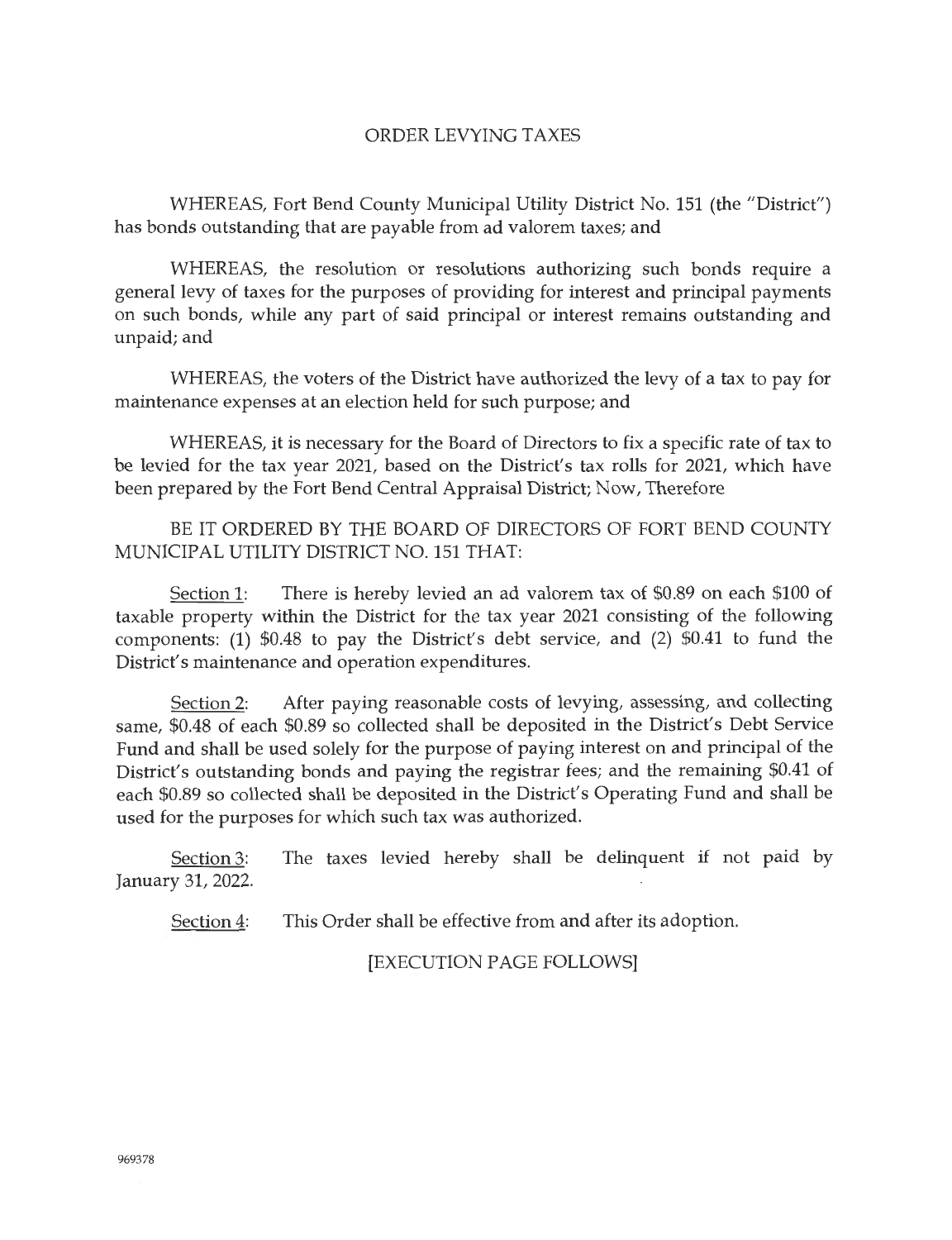# ORDER LEVYING TAXES

WHEREAS, Fort Bend County Municipal Utility District No. 151 (the "District") has bonds outstanding that are payable from ad valorem taxes; and

WHEREAS, the resolution or resolutions authorizing such bonds require a general levy of taxes for the purposes of providing for interest and principal payments on such bonds, while any part of said principal or interest remains outstanding and unpaid; and

WHEREAS, the voters of the District have authorized the levy of a tax to pay for maintenance expenses at an election held for such purpose; and

WHEREAS, it is necessary for the Board of Directors to fix a specific rate of tax to be levied for the tax year 2021, based on the District's tax rolls for 2021, which have been prepared by the Fort Bend Central Appraisal District; Now, Therefore

BE IT ORDERED BY THE BOARD OF DIRECTORS OF FORT BEND COUNTY MUNICIPAL UTILITY DISTRICT NO. 151 THAT:

Section 1: There is hereby levied an ad valorem tax of $0.89 on each $100 of taxable property within the District for the tax year 2021 consisting of the following components: (1) $0.48 to pay the District's debt service, and (2) $0.41 to fund the District's maintenance and operation expenditures.

Section 2: After paying reasonable costs of levying, assessing, and collecting same, $0.48 of each $0.89 so collected shall be deposited in the District's Debt Service Fund and shall be used solely for the purpose of paying interest on and principal of the District's outstanding bonds and paying the registrar fees; and the remaining $0.41 of each $0.89 so collected shall be deposited in the District's Operating Fund and shall be used for the purposes for which such tax was authorized.

Section 3: The taxes levied hereby shall be delinquent if not paid by January 31, 2022.

Section 4: This Order shall be effective from and after its adoption.

[EXECUTION PAGE FOLLOWS]

969378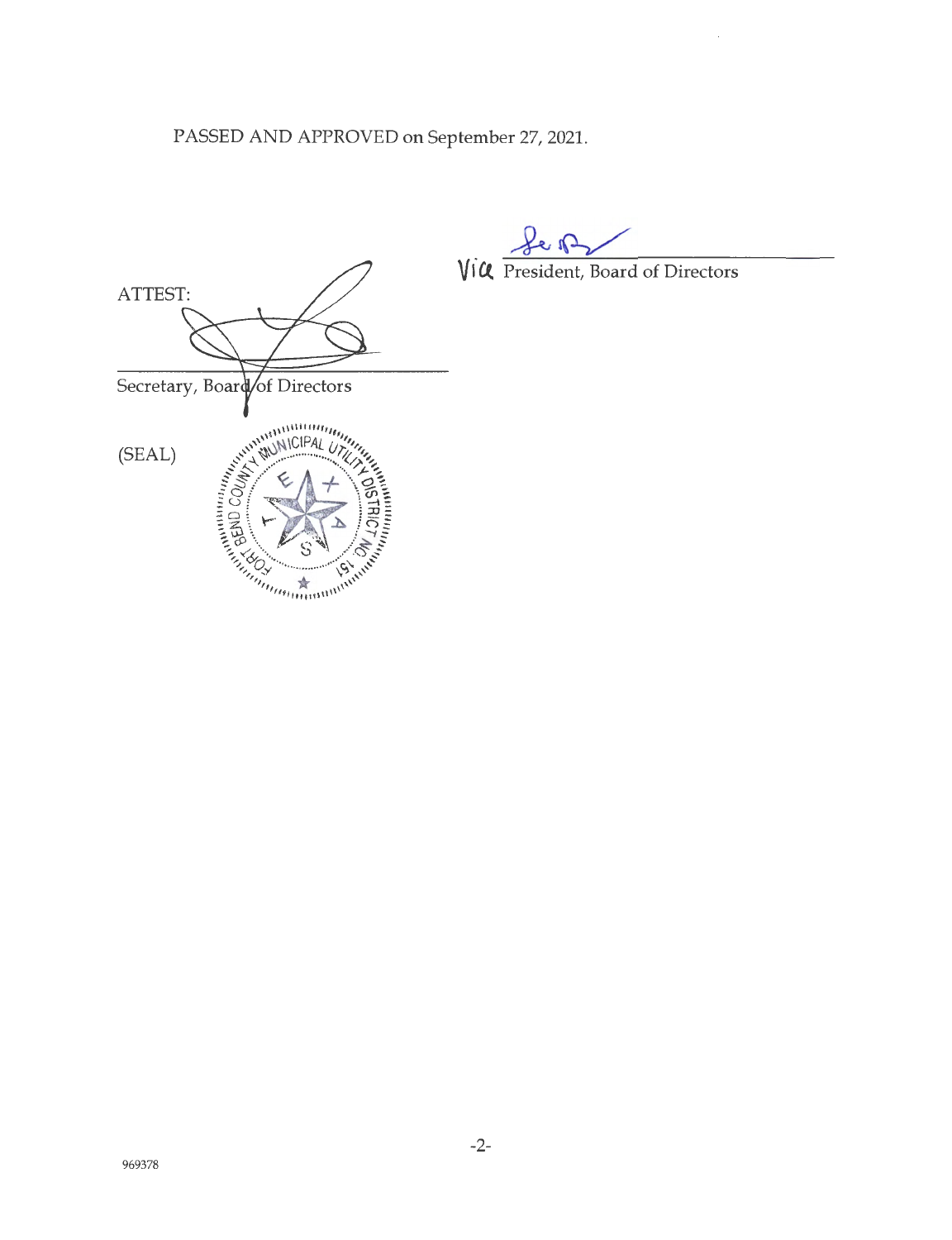PASSED AND APPROVED on September 27, 2021.

Vice President, Board of Directors

ATTEST:

Secretary, Board of Directors

(SEAL)

FORT BEND COUNTY MUNICIPAL UTILITY DISTRICT NO. 151

T E X A S

969378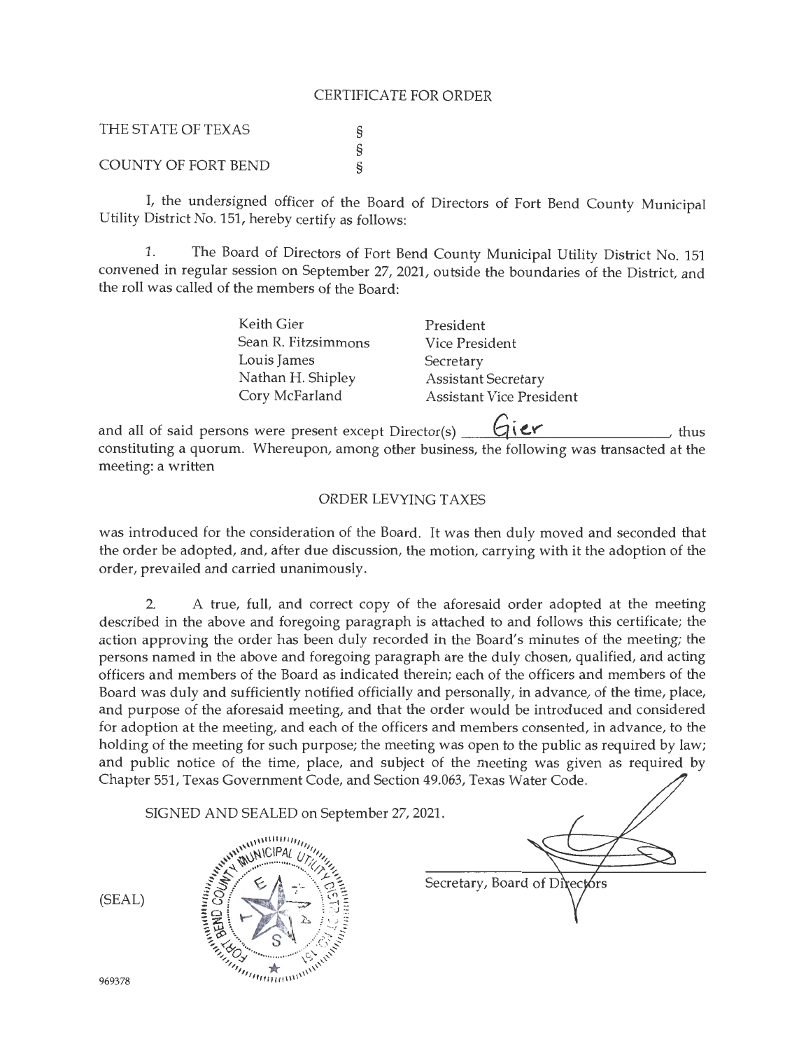# CERTIFICATE FOR ORDER

THE STATE OF TEXAS §
§
COUNTY OF FORT BEND §

I, the undersigned officer of the Board of Directors of Fort Bend County Municipal Utility District No. 151, hereby certify as follows:

1. The Board of Directors of Fort Bend County Municipal Utility District No. 151 convened in regular session on September 27, 2021, outside the boundaries of the District, and the roll was called of the members of the Board:

| | |
|---|---|
| Keith Gier | President |
| Sean R. Fitzsimmons | Vice President |
| Louis James | Secretary |
| Nathan H. Shipley | Assistant Secretary |
| Cory McFarland | Assistant Vice President |

and all of said persons were present except Director(s) Gier, thus constituting a quorum. Whereupon, among other business, the following was transacted at the meeting: a written

## ORDER LEVYING TAXES

was introduced for the consideration of the Board. It was then duly moved and seconded that the order be adopted, and, after due discussion, the motion, carrying with it the adoption of the order, prevailed and carried unanimously.

2. A true, full, and correct copy of the aforesaid order adopted at the meeting described in the above and foregoing paragraph is attached to and follows this certificate; the action approving the order has been duly recorded in the Board's minutes of the meeting; the persons named in the above and foregoing paragraph are the duly chosen, qualified, and acting officers and members of the Board as indicated therein; each of the officers and members of the Board was duly and sufficiently notified officially and personally, in advance, of the time, place, and purpose of the aforesaid meeting, and that the order would be introduced and considered for adoption at the meeting, and each of the officers and members consented, in advance, to the holding of the meeting for such purpose; the meeting was open to the public as required by law; and public notice of the time, place, and subject of the meeting was given as required by Chapter 551, Texas Government Code, and Section 49.063, Texas Water Code.

SIGNED AND SEALED on September 27, 2021.

(SEAL)

Secretary, Board of Directors

969378